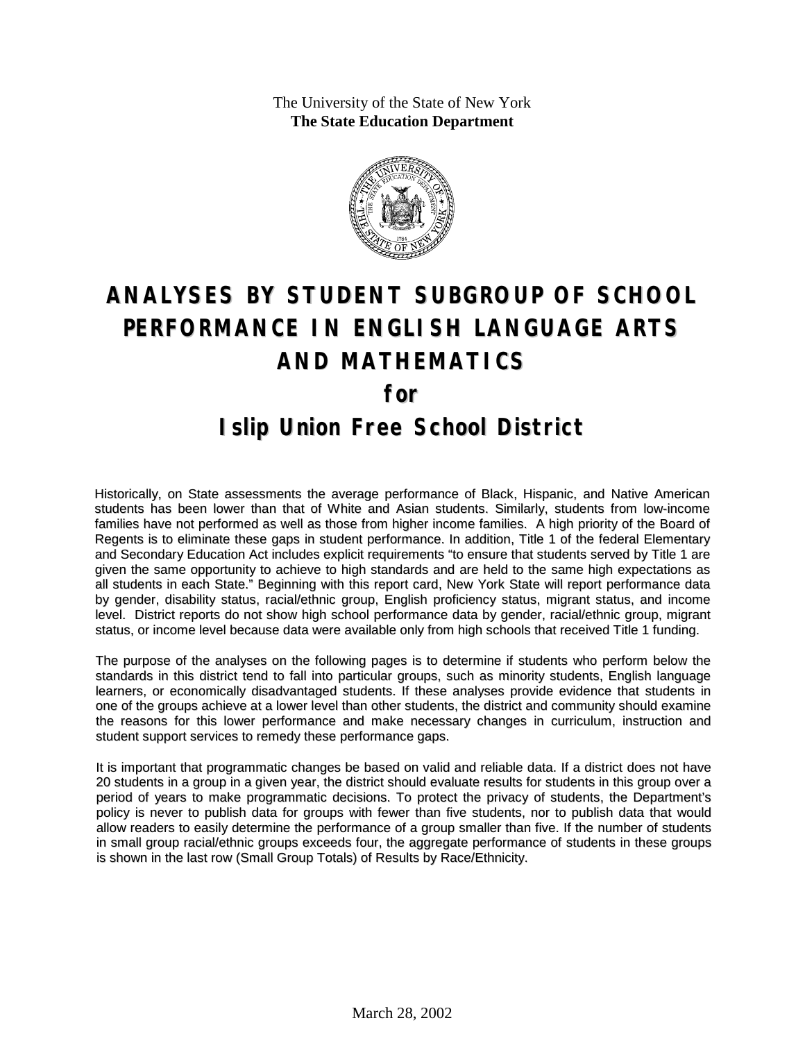The University of the State of New York
**The State Education Department**

# ANALYSES BY STUDENT SUBGROUP OF SCHOOL PERFORMANCE IN ENGLISH LANGUAGE ARTS AND MATHEMATICS

## for

# Islip Union Free School District

Historically, on State assessments the average performance of Black, Hispanic, and Native American students has been lower than that of White and Asian students. Similarly, students from low-income families have not performed as well as those from higher income families. A high priority of the Board of Regents is to eliminate these gaps in student performance. In addition, Title 1 of the federal Elementary and Secondary Education Act includes explicit requirements "to ensure that students served by Title 1 are given the same opportunity to achieve to high standards and are held to the same high expectations as all students in each State." Beginning with this report card, New York State will report performance data by gender, disability status, racial/ethnic group, English proficiency status, migrant status, and income level. District reports do not show high school performance data by gender, racial/ethnic group, migrant status, or income level because data were available only from high schools that received Title 1 funding.

The purpose of the analyses on the following pages is to determine if students who perform below the standards in this district tend to fall into particular groups, such as minority students, English language learners, or economically disadvantaged students. If these analyses provide evidence that students in one of the groups achieve at a lower level than other students, the district and community should examine the reasons for this lower performance and make necessary changes in curriculum, instruction and student support services to remedy these performance gaps.

It is important that programmatic changes be based on valid and reliable data. If a district does not have 20 students in a group in a given year, the district should evaluate results for students in this group over a period of years to make programmatic decisions. To protect the privacy of students, the Department's policy is never to publish data for groups with fewer than five students, nor to publish data that would allow readers to easily determine the performance of a group smaller than five. If the number of students in small group racial/ethnic groups exceeds four, the aggregate performance of students in these groups is shown in the last row (Small Group Totals) of Results by Race/Ethnicity.

March 28, 2002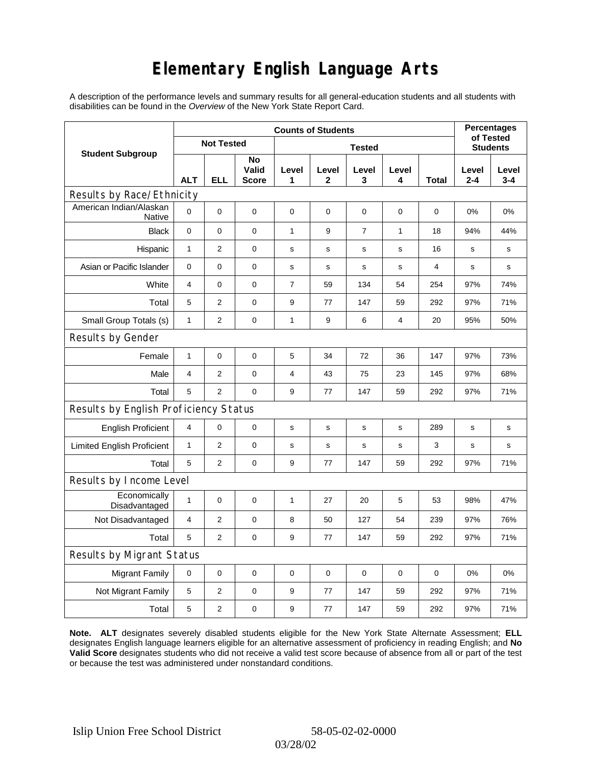# Elementary English Language Arts

A description of the performance levels and summary results for all general-education students and all students with disabilities can be found in the *Overview* of the New York State Report Card.

| Student Subgroup | Counts of Students | | | | | | | | Percentages of Tested Students | |
|---|---|---|---|---|---|---|---|---|---|---|
| | Not Tested | | | Tested | | | | | | |
| | ALT | ELL | No Valid Score | Level 1 | Level 2 | Level 3 | Level 4 | Total | Level 2-4 | Level 3-4 |
| **Results by Race/Ethnicity** | | | | | | | | | | |
| American Indian/Alaskan Native | 0 | 0 | 0 | 0 | 0 | 0 | 0 | 0 | 0% | 0% |
| Black | 0 | 0 | 0 | 1 | 9 | 7 | 1 | 18 | 94% | 44% |
| Hispanic | 1 | 2 | 0 | s | s | s | s | 16 | s | s |
| Asian or Pacific Islander | 0 | 0 | 0 | s | s | s | s | 4 | s | s |
| White | 4 | 0 | 0 | 7 | 59 | 134 | 54 | 254 | 97% | 74% |
| Total | 5 | 2 | 0 | 9 | 77 | 147 | 59 | 292 | 97% | 71% |
| Small Group Totals (s) | 1 | 2 | 0 | 1 | 9 | 6 | 4 | 20 | 95% | 50% |
| **Results by Gender** | | | | | | | | | | |
| Female | 1 | 0 | 0 | 5 | 34 | 72 | 36 | 147 | 97% | 73% |
| Male | 4 | 2 | 0 | 4 | 43 | 75 | 23 | 145 | 97% | 68% |
| Total | 5 | 2 | 0 | 9 | 77 | 147 | 59 | 292 | 97% | 71% |
| **Results by English Proficiency Status** | | | | | | | | | | |
| English Proficient | 4 | 0 | 0 | s | s | s | s | 289 | s | s |
| Limited English Proficient | 1 | 2 | 0 | s | s | s | s | 3 | s | s |
| Total | 5 | 2 | 0 | 9 | 77 | 147 | 59 | 292 | 97% | 71% |
| **Results by Income Level** | | | | | | | | | | |
| Economically Disadvantaged | 1 | 0 | 0 | 1 | 27 | 20 | 5 | 53 | 98% | 47% |
| Not Disadvantaged | 4 | 2 | 0 | 8 | 50 | 127 | 54 | 239 | 97% | 76% |
| Total | 5 | 2 | 0 | 9 | 77 | 147 | 59 | 292 | 97% | 71% |
| **Results by Migrant Status** | | | | | | | | | | |
| Migrant Family | 0 | 0 | 0 | 0 | 0 | 0 | 0 | 0 | 0% | 0% |
| Not Migrant Family | 5 | 2 | 0 | 9 | 77 | 147 | 59 | 292 | 97% | 71% |
| Total | 5 | 2 | 0 | 9 | 77 | 147 | 59 | 292 | 97% | 71% |

**Note. ALT** designates severely disabled students eligible for the New York State Alternate Assessment; **ELL** designates English language learners eligible for an alternative assessment of proficiency in reading English; and **No Valid Score** designates students who did not receive a valid test score because of absence from all or part of the test or because the test was administered under nonstandard conditions.

Islip Union Free School District 58-05-02-02-0000

03/28/02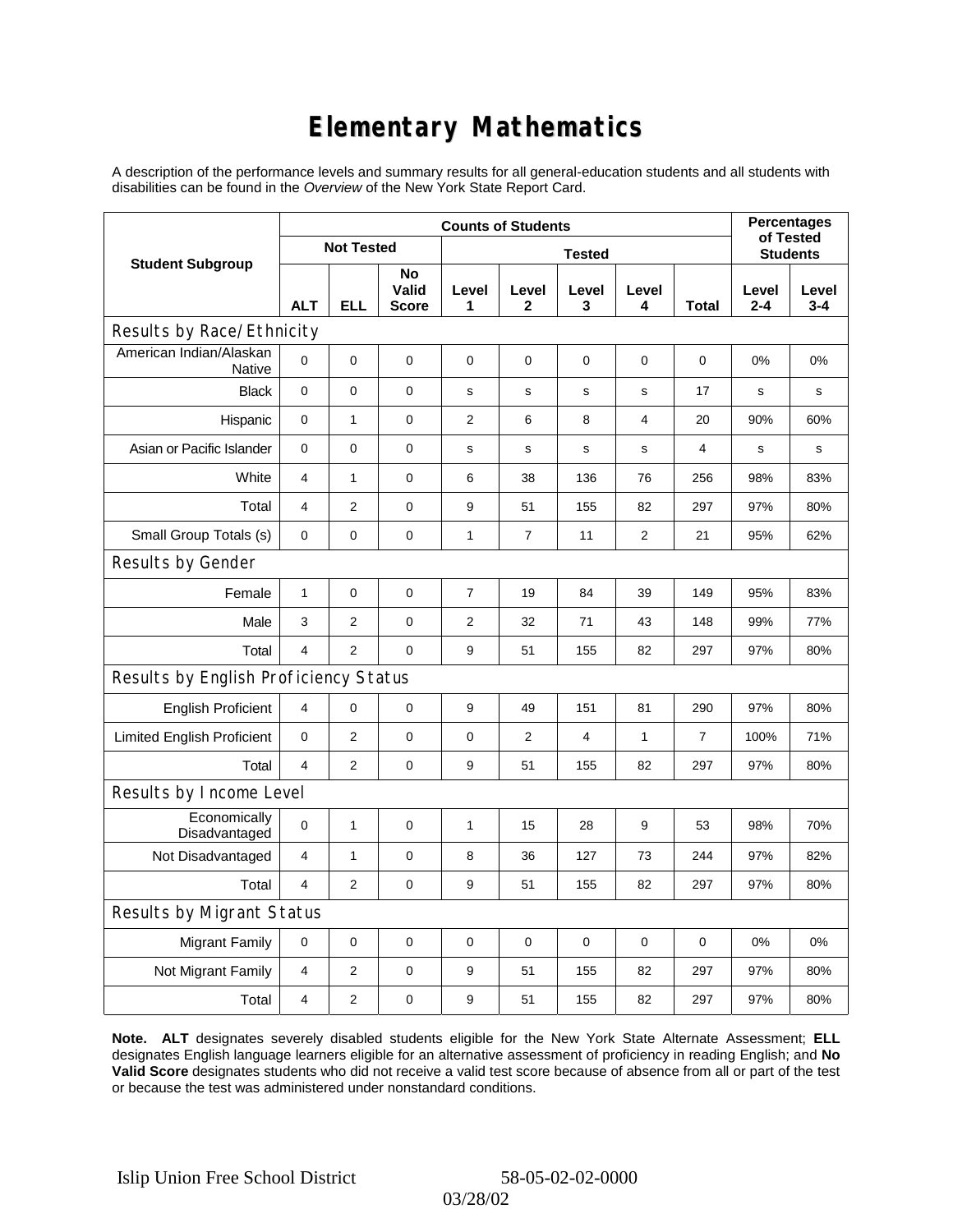# Elementary Mathematics

A description of the performance levels and summary results for all general-education students and all students with disabilities can be found in the *Overview* of the New York State Report Card.

| Student Subgroup | Counts of Students | | | | | | | | Percentages of Tested Students | |
|---|---|---|---|---|---|---|---|---|---|---|
| | Not Tested | | | Tested | | | | | | |
| | ALT | ELL | No Valid Score | Level 1 | Level 2 | Level 3 | Level 4 | Total | Level 2-4 | Level 3-4 |
| **Results by Race/Ethnicity** | | | | | | | | | | |
| American Indian/Alaskan Native | 0 | 0 | 0 | 0 | 0 | 0 | 0 | 0 | 0% | 0% |
| Black | 0 | 0 | 0 | s | s | s | s | 17 | s | s |
| Hispanic | 0 | 1 | 0 | 2 | 6 | 8 | 4 | 20 | 90% | 60% |
| Asian or Pacific Islander | 0 | 0 | 0 | s | s | s | s | 4 | s | s |
| White | 4 | 1 | 0 | 6 | 38 | 136 | 76 | 256 | 98% | 83% |
| Total | 4 | 2 | 0 | 9 | 51 | 155 | 82 | 297 | 97% | 80% |
| Small Group Totals (s) | 0 | 0 | 0 | 1 | 7 | 11 | 2 | 21 | 95% | 62% |
| **Results by Gender** | | | | | | | | | | |
| Female | 1 | 0 | 0 | 7 | 19 | 84 | 39 | 149 | 95% | 83% |
| Male | 3 | 2 | 0 | 2 | 32 | 71 | 43 | 148 | 99% | 77% |
| Total | 4 | 2 | 0 | 9 | 51 | 155 | 82 | 297 | 97% | 80% |
| **Results by English Proficiency Status** | | | | | | | | | | |
| English Proficient | 4 | 0 | 0 | 9 | 49 | 151 | 81 | 290 | 97% | 80% |
| Limited English Proficient | 0 | 2 | 0 | 0 | 2 | 4 | 1 | 7 | 100% | 71% |
| Total | 4 | 2 | 0 | 9 | 51 | 155 | 82 | 297 | 97% | 80% |
| **Results by Income Level** | | | | | | | | | | |
| Economically Disadvantaged | 0 | 1 | 0 | 1 | 15 | 28 | 9 | 53 | 98% | 70% |
| Not Disadvantaged | 4 | 1 | 0 | 8 | 36 | 127 | 73 | 244 | 97% | 82% |
| Total | 4 | 2 | 0 | 9 | 51 | 155 | 82 | 297 | 97% | 80% |
| **Results by Migrant Status** | | | | | | | | | | |
| Migrant Family | 0 | 0 | 0 | 0 | 0 | 0 | 0 | 0 | 0% | 0% |
| Not Migrant Family | 4 | 2 | 0 | 9 | 51 | 155 | 82 | 297 | 97% | 80% |
| Total | 4 | 2 | 0 | 9 | 51 | 155 | 82 | 297 | 97% | 80% |

**Note. ALT** designates severely disabled students eligible for the New York State Alternate Assessment; **ELL** designates English language learners eligible for an alternative assessment of proficiency in reading English; and **No Valid Score** designates students who did not receive a valid test score because of absence from all or part of the test or because the test was administered under nonstandard conditions.

Islip Union Free School District 58-05-02-02-0000

03/28/02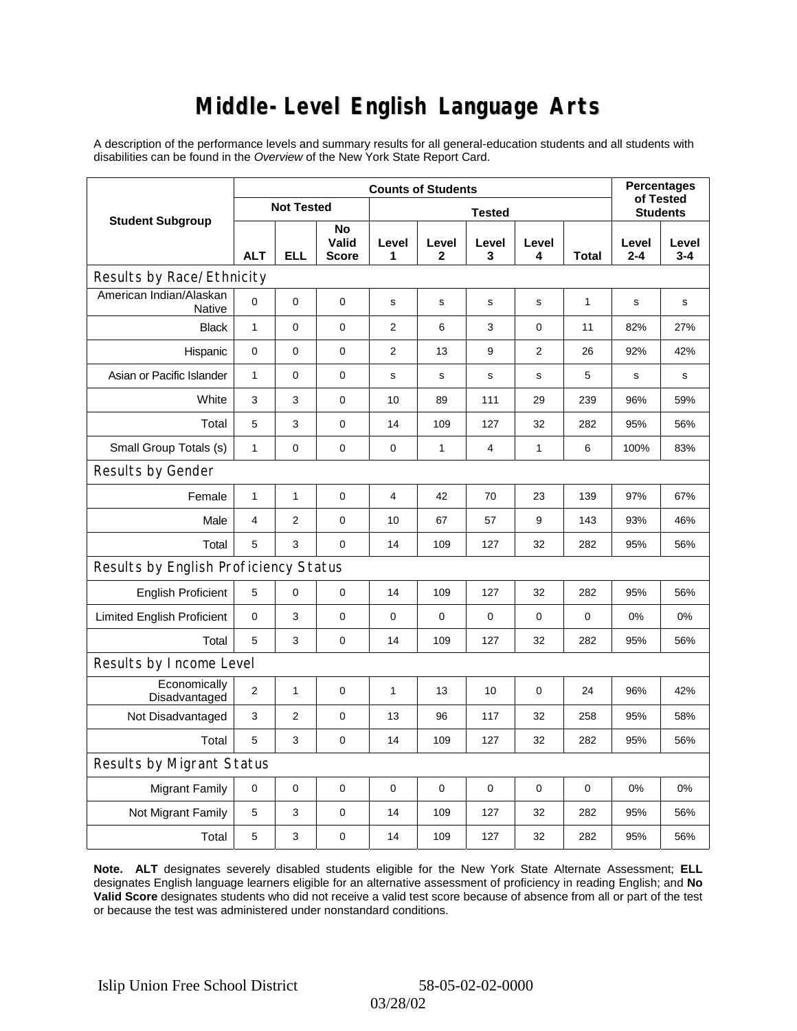# Middle-Level English Language Arts

A description of the performance levels and summary results for all general-education students and all students with disabilities can be found in the *Overview* of the New York State Report Card.

| Student Subgroup | Counts of Students | | | | | | | | Percentages of Tested Students | |
|---|---|---|---|---|---|---|---|---|---|---|
| | Not Tested | | | Tested | | | | | | |
| | ALT | ELL | No Valid Score | Level 1 | Level 2 | Level 3 | Level 4 | Total | Level 2-4 | Level 3-4 |
| **Results by Race/Ethnicity** | | | | | | | | | | |
| American Indian/Alaskan Native | 0 | 0 | 0 | s | s | s | s | 1 | s | s |
| Black | 1 | 0 | 0 | 2 | 6 | 3 | 0 | 11 | 82% | 27% |
| Hispanic | 0 | 0 | 0 | 2 | 13 | 9 | 2 | 26 | 92% | 42% |
| Asian or Pacific Islander | 1 | 0 | 0 | s | s | s | s | 5 | s | s |
| White | 3 | 3 | 0 | 10 | 89 | 111 | 29 | 239 | 96% | 59% |
| Total | 5 | 3 | 0 | 14 | 109 | 127 | 32 | 282 | 95% | 56% |
| Small Group Totals (s) | 1 | 0 | 0 | 0 | 1 | 4 | 1 | 6 | 100% | 83% |
| **Results by Gender** | | | | | | | | | | |
| Female | 1 | 1 | 0 | 4 | 42 | 70 | 23 | 139 | 97% | 67% |
| Male | 4 | 2 | 0 | 10 | 67 | 57 | 9 | 143 | 93% | 46% |
| Total | 5 | 3 | 0 | 14 | 109 | 127 | 32 | 282 | 95% | 56% |
| **Results by English Proficiency Status** | | | | | | | | | | |
| English Proficient | 5 | 0 | 0 | 14 | 109 | 127 | 32 | 282 | 95% | 56% |
| Limited English Proficient | 0 | 3 | 0 | 0 | 0 | 0 | 0 | 0 | 0% | 0% |
| Total | 5 | 3 | 0 | 14 | 109 | 127 | 32 | 282 | 95% | 56% |
| **Results by Income Level** | | | | | | | | | | |
| Economically Disadvantaged | 2 | 1 | 0 | 1 | 13 | 10 | 0 | 24 | 96% | 42% |
| Not Disadvantaged | 3 | 2 | 0 | 13 | 96 | 117 | 32 | 258 | 95% | 58% |
| Total | 5 | 3 | 0 | 14 | 109 | 127 | 32 | 282 | 95% | 56% |
| **Results by Migrant Status** | | | | | | | | | | |
| Migrant Family | 0 | 0 | 0 | 0 | 0 | 0 | 0 | 0 | 0% | 0% |
| Not Migrant Family | 5 | 3 | 0 | 14 | 109 | 127 | 32 | 282 | 95% | 56% |
| Total | 5 | 3 | 0 | 14 | 109 | 127 | 32 | 282 | 95% | 56% |

**Note. ALT** designates severely disabled students eligible for the New York State Alternate Assessment; **ELL** designates English language learners eligible for an alternative assessment of proficiency in reading English; and **No Valid Score** designates students who did not receive a valid test score because of absence from all or part of the test or because the test was administered under nonstandard conditions.

Islip Union Free School District 58-05-02-02-0000

03/28/02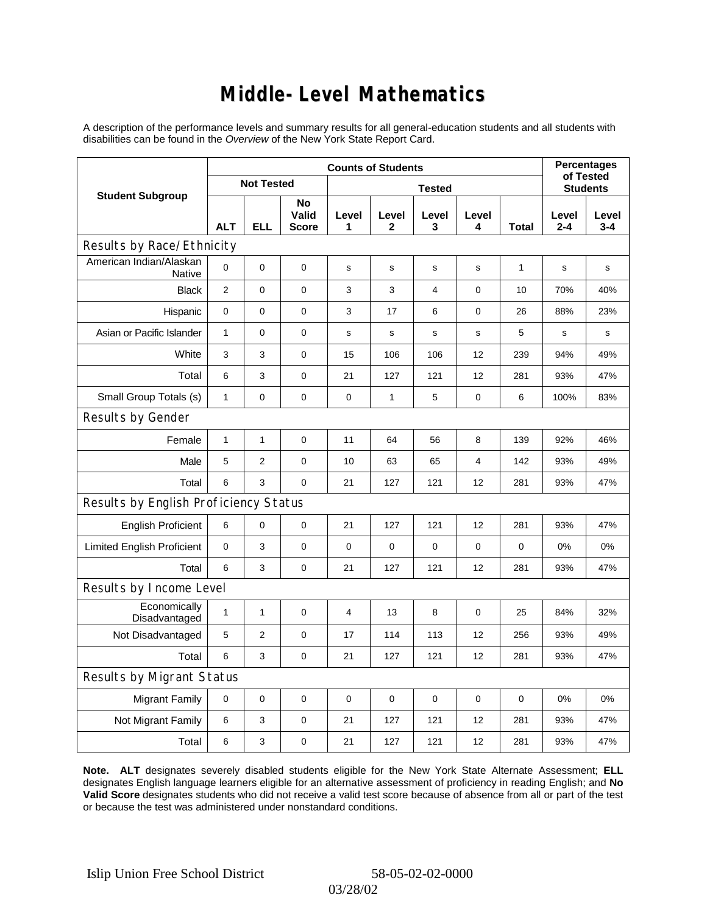# Middle-Level Mathematics

A description of the performance levels and summary results for all general-education students and all students with disabilities can be found in the *Overview* of the New York State Report Card.

| Student Subgroup | Counts of Students | | | | | | | | Percentages of Tested Students | |
|---|---|---|---|---|---|---|---|---|---|---|
| | Not Tested | | | Tested | | | | | | |
| | ALT | ELL | No Valid Score | Level 1 | Level 2 | Level 3 | Level 4 | Total | Level 2-4 | Level 3-4 |
| **Results by Race/Ethnicity** | | | | | | | | | | |
| American Indian/Alaskan Native | 0 | 0 | 0 | s | s | s | s | 1 | s | s |
| Black | 2 | 0 | 0 | 3 | 3 | 4 | 0 | 10 | 70% | 40% |
| Hispanic | 0 | 0 | 0 | 3 | 17 | 6 | 0 | 26 | 88% | 23% |
| Asian or Pacific Islander | 1 | 0 | 0 | s | s | s | s | 5 | s | s |
| White | 3 | 3 | 0 | 15 | 106 | 106 | 12 | 239 | 94% | 49% |
| Total | 6 | 3 | 0 | 21 | 127 | 121 | 12 | 281 | 93% | 47% |
| Small Group Totals (s) | 1 | 0 | 0 | 0 | 1 | 5 | 0 | 6 | 100% | 83% |
| **Results by Gender** | | | | | | | | | | |
| Female | 1 | 1 | 0 | 11 | 64 | 56 | 8 | 139 | 92% | 46% |
| Male | 5 | 2 | 0 | 10 | 63 | 65 | 4 | 142 | 93% | 49% |
| Total | 6 | 3 | 0 | 21 | 127 | 121 | 12 | 281 | 93% | 47% |
| **Results by English Proficiency Status** | | | | | | | | | | |
| English Proficient | 6 | 0 | 0 | 21 | 127 | 121 | 12 | 281 | 93% | 47% |
| Limited English Proficient | 0 | 3 | 0 | 0 | 0 | 0 | 0 | 0 | 0% | 0% |
| Total | 6 | 3 | 0 | 21 | 127 | 121 | 12 | 281 | 93% | 47% |
| **Results by Income Level** | | | | | | | | | | |
| Economically Disadvantaged | 1 | 1 | 0 | 4 | 13 | 8 | 0 | 25 | 84% | 32% |
| Not Disadvantaged | 5 | 2 | 0 | 17 | 114 | 113 | 12 | 256 | 93% | 49% |
| Total | 6 | 3 | 0 | 21 | 127 | 121 | 12 | 281 | 93% | 47% |
| **Results by Migrant Status** | | | | | | | | | | |
| Migrant Family | 0 | 0 | 0 | 0 | 0 | 0 | 0 | 0 | 0% | 0% |
| Not Migrant Family | 6 | 3 | 0 | 21 | 127 | 121 | 12 | 281 | 93% | 47% |
| Total | 6 | 3 | 0 | 21 | 127 | 121 | 12 | 281 | 93% | 47% |

**Note. ALT** designates severely disabled students eligible for the New York State Alternate Assessment; **ELL** designates English language learners eligible for an alternative assessment of proficiency in reading English; and **No Valid Score** designates students who did not receive a valid test score because of absence from all or part of the test or because the test was administered under nonstandard conditions.

Islip Union Free School District 58-05-02-02-0000

03/28/02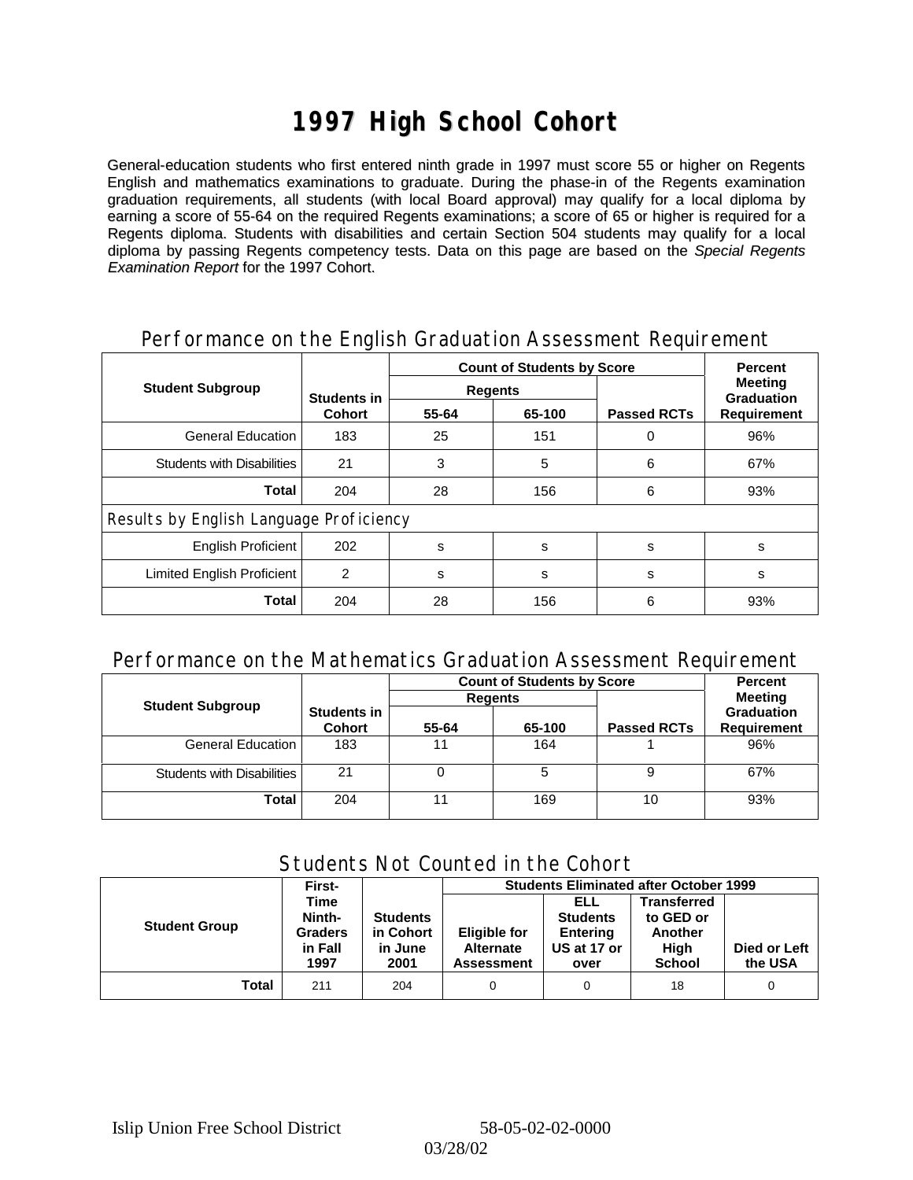# 1997 High School Cohort

General-education students who first entered ninth grade in 1997 must score 55 or higher on Regents English and mathematics examinations to graduate. During the phase-in of the Regents examination graduation requirements, all students (with local Board approval) may qualify for a local diploma by earning a score of 55-64 on the required Regents examinations; a score of 65 or higher is required for a Regents diploma. Students with disabilities and certain Section 504 students may qualify for a local diploma by passing Regents competency tests. Data on this page are based on the *Special Regents Examination Report* for the 1997 Cohort.

## Performance on the English Graduation Assessment Requirement

| Student Subgroup | Students in Cohort | Count of Students by Score | | | Percent Meeting Graduation Requirement |
|---|---|---|---|---|---|
| | | Regents | | | |
| | | 55-64 | 65-100 | Passed RCTs | |
| General Education | 183 | 25 | 151 | 0 | 96% |
| Students with Disabilities | 21 | 3 | 5 | 6 | 67% |
| **Total** | 204 | 28 | 156 | 6 | 93% |
| Results by English Language Proficiency | | | | | |
| English Proficient | 202 | s | s | s | s |
| Limited English Proficient | 2 | s | s | s | s |
| **Total** | 204 | 28 | 156 | 6 | 93% |

## Performance on the Mathematics Graduation Assessment Requirement

| Student Subgroup | Students in Cohort | Count of Students by Score | | | Percent Meeting Graduation Requirement |
|---|---|---|---|---|---|
| | | Regents | | | |
| | | 55-64 | 65-100 | Passed RCTs | |
| General Education | 183 | 11 | 164 | 1 | 96% |
| Students with Disabilities | 21 | 0 | 5 | 9 | 67% |
| **Total** | 204 | 11 | 169 | 10 | 93% |

## Students Not Counted in the Cohort

| Student Group | First-Time Ninth-Graders in Fall 1997 | Students in Cohort in June 2001 | Students Eliminated after October 1999 | | | |
|---|---|---|---|---|---|---|
| | | | Eligible for Alternate Assessment | ELL Students Entering US at 17 or over | Transferred to GED or Another High School | Died or Left the USA |
| **Total** | 211 | 204 | 0 | 0 | 18 | 0 |

Islip Union Free School District 58-05-02-02-0000

03/28/02